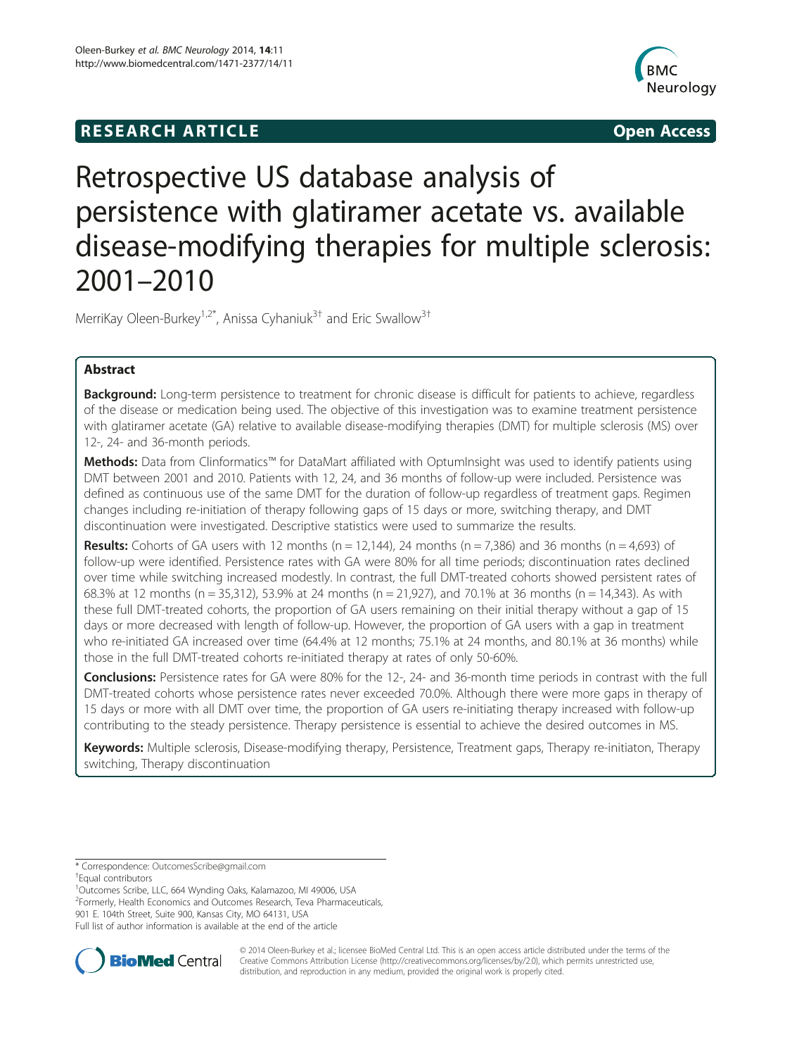RESEARCH ARTICLE Open Access

# Retrospective US database analysis of persistence with glatiramer acetate vs. available disease-modifying therapies for multiple sclerosis: 2001–2010

MerriKay Oleen-Burkey[1,2*], Anissa Cyhaniuk[3†] and Eric Swallow[3†]

## Abstract

**Background:** Long-term persistence to treatment for chronic disease is difficult for patients to achieve, regardless of the disease or medication being used. The objective of this investigation was to examine treatment persistence with glatiramer acetate (GA) relative to available disease-modifying therapies (DMT) for multiple sclerosis (MS) over 12-, 24- and 36-month periods.

**Methods:** Data from Clinformatics™ for DataMart affiliated with OptumInsight was used to identify patients using DMT between 2001 and 2010. Patients with 12, 24, and 36 months of follow-up were included. Persistence was defined as continuous use of the same DMT for the duration of follow-up regardless of treatment gaps. Regimen changes including re-initiation of therapy following gaps of 15 days or more, switching therapy, and DMT discontinuation were investigated. Descriptive statistics were used to summarize the results.

**Results:** Cohorts of GA users with 12 months (n = 12,144), 24 months (n = 7,386) and 36 months (n = 4,693) of follow-up were identified. Persistence rates with GA were 80% for all time periods; discontinuation rates declined over time while switching increased modestly. In contrast, the full DMT-treated cohorts showed persistent rates of 68.3% at 12 months (n = 35,312), 53.9% at 24 months (n = 21,927), and 70.1% at 36 months (n = 14,343). As with these full DMT-treated cohorts, the proportion of GA users remaining on their initial therapy without a gap of 15 days or more decreased with length of follow-up. However, the proportion of GA users with a gap in treatment who re-initiated GA increased over time (64.4% at 12 months; 75.1% at 24 months, and 80.1% at 36 months) while those in the full DMT-treated cohorts re-initiated therapy at rates of only 50-60%.

**Conclusions:** Persistence rates for GA were 80% for the 12-, 24- and 36-month time periods in contrast with the full DMT-treated cohorts whose persistence rates never exceeded 70.0%. Although there were more gaps in therapy of 15 days or more with all DMT over time, the proportion of GA users re-initiating therapy increased with follow-up contributing to the steady persistence. Therapy persistence is essential to achieve the desired outcomes in MS.

**Keywords:** Multiple sclerosis, Disease-modifying therapy, Persistence, Treatment gaps, Therapy re-initiaton, Therapy switching, Therapy discontinuation

---

* Correspondence: OutcomesScribe@gmail.com

†Equal contributors

[1]Outcomes Scribe, LLC, 664 Wynding Oaks, Kalamazoo, MI 49006, USA

[2]Formerly, Health Economics and Outcomes Research, Teva Pharmaceuticals, 901 E. 104th Street, Suite 900, Kansas City, MO 64131, USA

Full list of author information is available at the end of the article

© 2014 Oleen-Burkey et al.; licensee BioMed Central Ltd. This is an open access article distributed under the terms of the Creative Commons Attribution License (http://creativecommons.org/licenses/by/2.0), which permits unrestricted use, distribution, and reproduction in any medium, provided the original work is properly cited.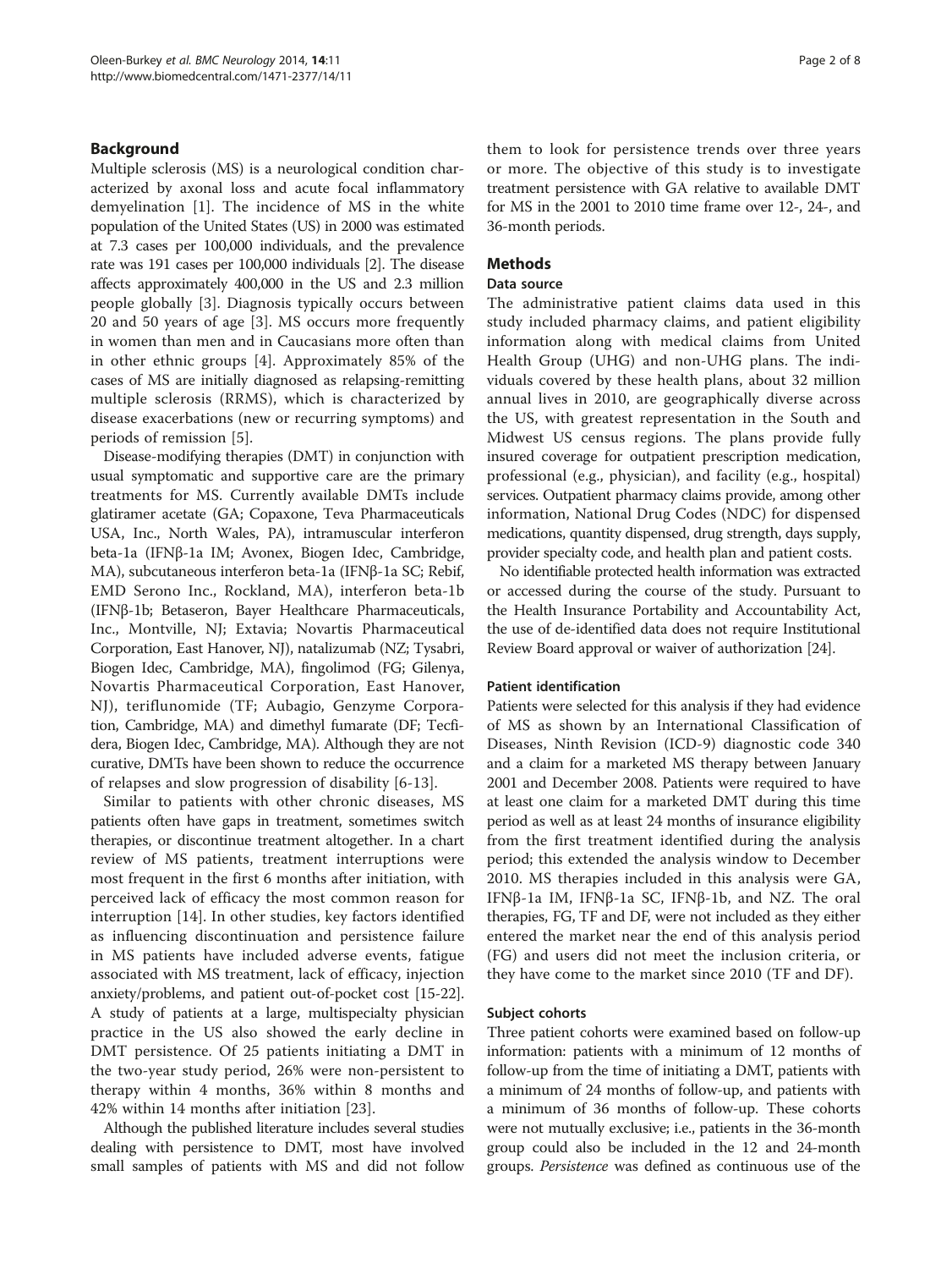## Background

Multiple sclerosis (MS) is a neurological condition characterized by axonal loss and acute focal inflammatory demyelination [1]. The incidence of MS in the white population of the United States (US) in 2000 was estimated at 7.3 cases per 100,000 individuals, and the prevalence rate was 191 cases per 100,000 individuals [2]. The disease affects approximately 400,000 in the US and 2.3 million people globally [3]. Diagnosis typically occurs between 20 and 50 years of age [3]. MS occurs more frequently in women than men and in Caucasians more often than in other ethnic groups [4]. Approximately 85% of the cases of MS are initially diagnosed as relapsing-remitting multiple sclerosis (RRMS), which is characterized by disease exacerbations (new or recurring symptoms) and periods of remission [5].

Disease-modifying therapies (DMT) in conjunction with usual symptomatic and supportive care are the primary treatments for MS. Currently available DMTs include glatiramer acetate (GA; Copaxone, Teva Pharmaceuticals USA, Inc., North Wales, PA), intramuscular interferon beta-1a (IFNβ-1a IM; Avonex, Biogen Idec, Cambridge, MA), subcutaneous interferon beta-1a (IFNβ-1a SC; Rebif, EMD Serono Inc., Rockland, MA), interferon beta-1b (IFNβ-1b; Betaseron, Bayer Healthcare Pharmaceuticals, Inc., Montville, NJ; Extavia; Novartis Pharmaceutical Corporation, East Hanover, NJ), natalizumab (NZ; Tysabri, Biogen Idec, Cambridge, MA), fingolimod (FG; Gilenya, Novartis Pharmaceutical Corporation, East Hanover, NJ), teriflunomide (TF; Aubagio, Genzyme Corporation, Cambridge, MA) and dimethyl fumarate (DF; Tecfidera, Biogen Idec, Cambridge, MA). Although they are not curative, DMTs have been shown to reduce the occurrence of relapses and slow progression of disability [6-13].

Similar to patients with other chronic diseases, MS patients often have gaps in treatment, sometimes switch therapies, or discontinue treatment altogether. In a chart review of MS patients, treatment interruptions were most frequent in the first 6 months after initiation, with perceived lack of efficacy the most common reason for interruption [14]. In other studies, key factors identified as influencing discontinuation and persistence failure in MS patients have included adverse events, fatigue associated with MS treatment, lack of efficacy, injection anxiety/problems, and patient out-of-pocket cost [15-22]. A study of patients at a large, multispecialty physician practice in the US also showed the early decline in DMT persistence. Of 25 patients initiating a DMT in the two-year study period, 26% were non-persistent to therapy within 4 months, 36% within 8 months and 42% within 14 months after initiation [23].

Although the published literature includes several studies dealing with persistence to DMT, most have involved small samples of patients with MS and did not follow them to look for persistence trends over three years or more. The objective of this study is to investigate treatment persistence with GA relative to available DMT for MS in the 2001 to 2010 time frame over 12-, 24-, and 36-month periods.

## Methods

### Data source

The administrative patient claims data used in this study included pharmacy claims, and patient eligibility information along with medical claims from United Health Group (UHG) and non-UHG plans. The individuals covered by these health plans, about 32 million annual lives in 2010, are geographically diverse across the US, with greatest representation in the South and Midwest US census regions. The plans provide fully insured coverage for outpatient prescription medication, professional (e.g., physician), and facility (e.g., hospital) services. Outpatient pharmacy claims provide, among other information, National Drug Codes (NDC) for dispensed medications, quantity dispensed, drug strength, days supply, provider specialty code, and health plan and patient costs.

No identifiable protected health information was extracted or accessed during the course of the study. Pursuant to the Health Insurance Portability and Accountability Act, the use of de-identified data does not require Institutional Review Board approval or waiver of authorization [24].

#### Patient identification

Patients were selected for this analysis if they had evidence of MS as shown by an International Classification of Diseases, Ninth Revision (ICD-9) diagnostic code 340 and a claim for a marketed MS therapy between January 2001 and December 2008. Patients were required to have at least one claim for a marketed DMT during this time period as well as at least 24 months of insurance eligibility from the first treatment identified during the analysis period; this extended the analysis window to December 2010. MS therapies included in this analysis were GA, IFNβ-1a IM, IFNβ-1a SC, IFNβ-1b, and NZ. The oral therapies, FG, TF and DF, were not included as they either entered the market near the end of this analysis period (FG) and users did not meet the inclusion criteria, or they have come to the market since 2010 (TF and DF).

#### Subject cohorts

Three patient cohorts were examined based on follow-up information: patients with a minimum of 12 months of follow-up from the time of initiating a DMT, patients with a minimum of 24 months of follow-up, and patients with a minimum of 36 months of follow-up. These cohorts were not mutually exclusive; i.e., patients in the 36-month group could also be included in the 12 and 24-month groups. *Persistence* was defined as continuous use of the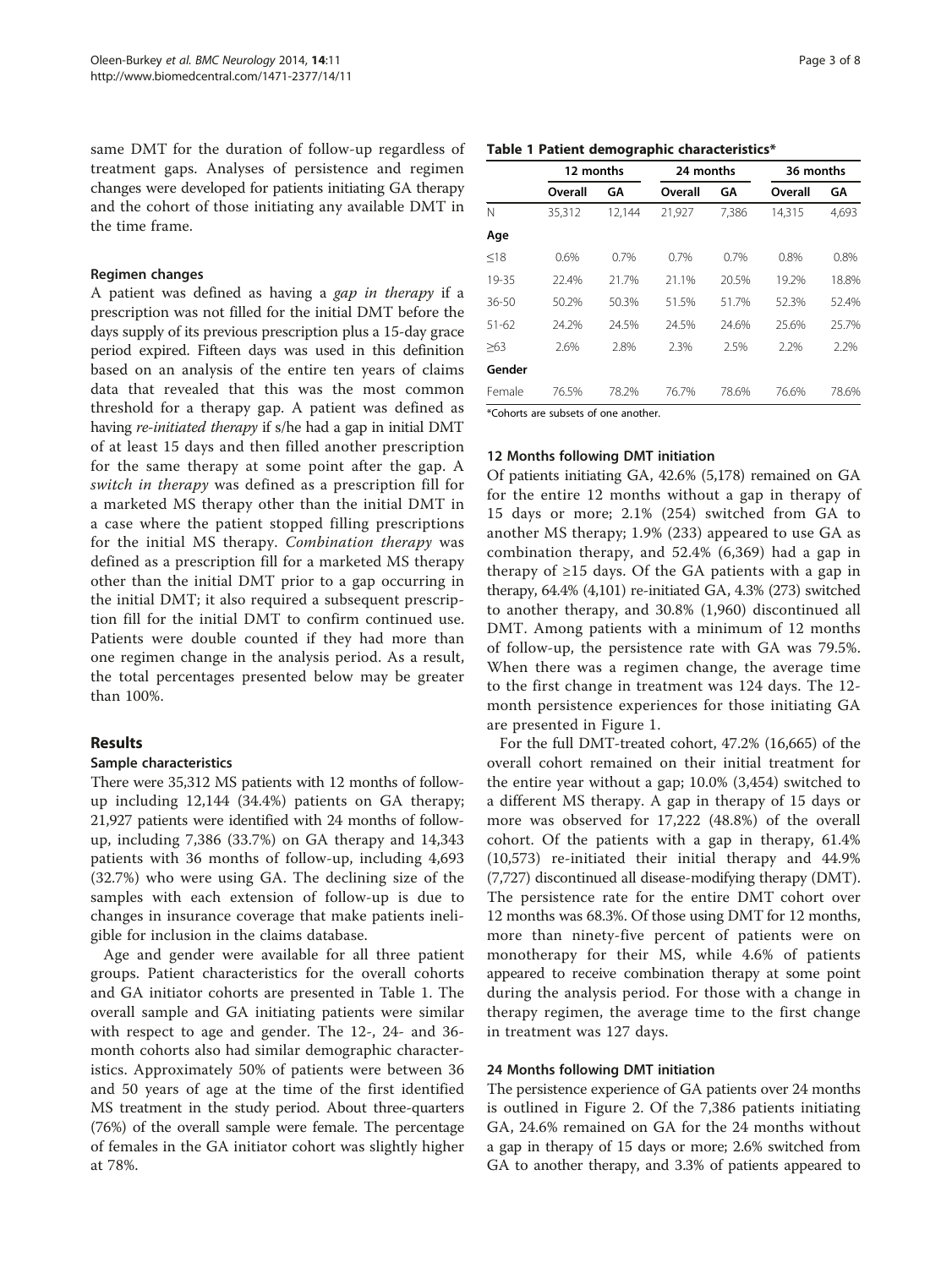same DMT for the duration of follow-up regardless of treatment gaps. Analyses of persistence and regimen changes were developed for patients initiating GA therapy and the cohort of those initiating any available DMT in the time frame.

### Regimen changes

A patient was defined as having a *gap in therapy* if a prescription was not filled for the initial DMT before the days supply of its previous prescription plus a 15-day grace period expired. Fifteen days was used in this definition based on an analysis of the entire ten years of claims data that revealed that this was the most common threshold for a therapy gap. A patient was defined as having *re-initiated therapy* if s/he had a gap in initial DMT of at least 15 days and then filled another prescription for the same therapy at some point after the gap. A *switch in therapy* was defined as a prescription fill for a marketed MS therapy other than the initial DMT in a case where the patient stopped filling prescriptions for the initial MS therapy. *Combination therapy* was defined as a prescription fill for a marketed MS therapy other than the initial DMT prior to a gap occurring in the initial DMT; it also required a subsequent prescription fill for the initial DMT to confirm continued use. Patients were double counted if they had more than one regimen change in the analysis period. As a result, the total percentages presented below may be greater than 100%.

## Results

### Sample characteristics

There were 35,312 MS patients with 12 months of follow-up including 12,144 (34.4%) patients on GA therapy; 21,927 patients were identified with 24 months of follow-up, including 7,386 (33.7%) on GA therapy and 14,343 patients with 36 months of follow-up, including 4,693 (32.7%) who were using GA. The declining size of the samples with each extension of follow-up is due to changes in insurance coverage that make patients ineligible for inclusion in the claims database.

Age and gender were available for all three patient groups. Patient characteristics for the overall cohorts and GA initiator cohorts are presented in Table 1. The overall sample and GA initiating patients were similar with respect to age and gender. The 12-, 24- and 36-month cohorts also had similar demographic characteristics. Approximately 50% of patients were between 36 and 50 years of age at the time of the first identified MS treatment in the study period. About three-quarters (76%) of the overall sample were female. The percentage of females in the GA initiator cohort was slightly higher at 78%.

**Table 1 Patient demographic characteristics***

| | 12 months | | 24 months | | 36 months | |
|---|---|---|---|---|---|---|
| | Overall | GA | Overall | GA | Overall | GA |
| N | 35,312 | 12,144 | 21,927 | 7,386 | 14,315 | 4,693 |
| **Age** | | | | | | |
| ≤18 | 0.6% | 0.7% | 0.7% | 0.7% | 0.8% | 0.8% |
| 19-35 | 22.4% | 21.7% | 21.1% | 20.5% | 19.2% | 18.8% |
| 36-50 | 50.2% | 50.3% | 51.5% | 51.7% | 52.3% | 52.4% |
| 51-62 | 24.2% | 24.5% | 24.5% | 24.6% | 25.6% | 25.7% |
| ≥63 | 2.6% | 2.8% | 2.3% | 2.5% | 2.2% | 2.2% |
| **Gender** | | | | | | |
| Female | 76.5% | 78.2% | 76.7% | 78.6% | 76.6% | 78.6% |

*Cohorts are subsets of one another.

### 12 Months following DMT initiation

Of patients initiating GA, 42.6% (5,178) remained on GA for the entire 12 months without a gap in therapy of 15 days or more; 2.1% (254) switched from GA to another MS therapy; 1.9% (233) appeared to use GA as combination therapy, and 52.4% (6,369) had a gap in therapy of ≥15 days. Of the GA patients with a gap in therapy, 64.4% (4,101) re-initiated GA, 4.3% (273) switched to another therapy, and 30.8% (1,960) discontinued all DMT. Among patients with a minimum of 12 months of follow-up, the persistence rate with GA was 79.5%. When there was a regimen change, the average time to the first change in treatment was 124 days. The 12-month persistence experiences for those initiating GA are presented in Figure 1.

For the full DMT-treated cohort, 47.2% (16,665) of the overall cohort remained on their initial treatment for the entire year without a gap; 10.0% (3,454) switched to a different MS therapy. A gap in therapy of 15 days or more was observed for 17,222 (48.8%) of the overall cohort. Of the patients with a gap in therapy, 61.4% (10,573) re-initiated their initial therapy and 44.9% (7,727) discontinued all disease-modifying therapy (DMT). The persistence rate for the entire DMT cohort over 12 months was 68.3%. Of those using DMT for 12 months, more than ninety-five percent of patients were on monotherapy for their MS, while 4.6% of patients appeared to receive combination therapy at some point during the analysis period. For those with a change in therapy regimen, the average time to the first change in treatment was 127 days.

### 24 Months following DMT initiation

The persistence experience of GA patients over 24 months is outlined in Figure 2. Of the 7,386 patients initiating GA, 24.6% remained on GA for the 24 months without a gap in therapy of 15 days or more; 2.6% switched from GA to another therapy, and 3.3% of patients appeared to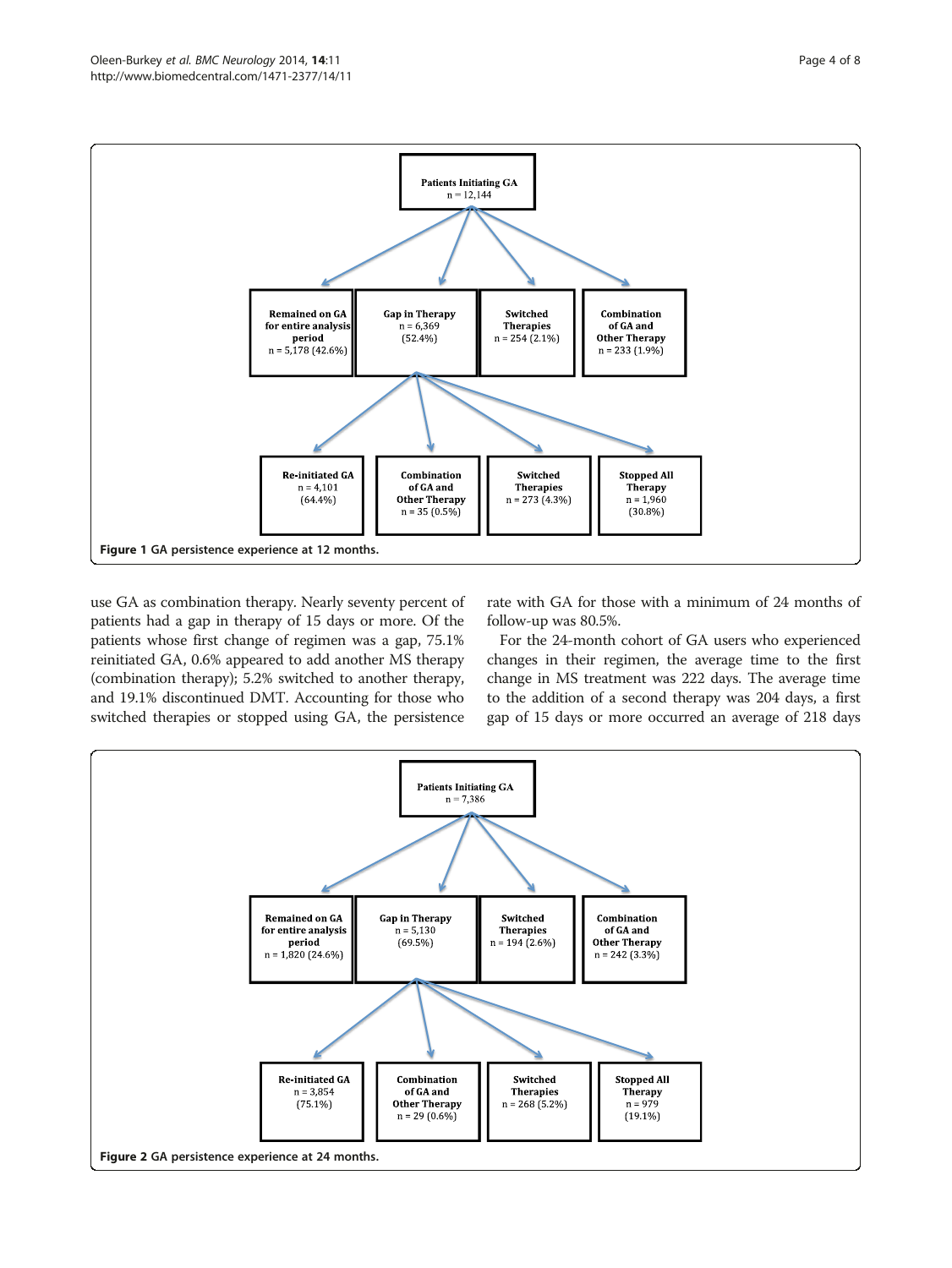Patients Initiating GA
n = 12,144

Remained on GA for entire analysis period
n = 5,178 (42.6%)

Gap in Therapy
n = 6,369
(52.4%)

Switched Therapies
n = 254 (2.1%)

Combination of GA and Other Therapy
n = 233 (1.9%)

Re-initiated GA
n = 4,101
(64.4%)

Combination of GA and Other Therapy
n = 35 (0.5%)

Switched Therapies
n = 273 (4.3%)

Stopped All Therapy
n = 1,960
(30.8%)

**Figure 1** GA persistence experience at 12 months.

use GA as combination therapy. Nearly seventy percent of patients had a gap in therapy of 15 days or more. Of the patients whose first change of regimen was a gap, 75.1% reinitiated GA, 0.6% appeared to add another MS therapy (combination therapy); 5.2% switched to another therapy, and 19.1% discontinued DMT. Accounting for those who switched therapies or stopped using GA, the persistence rate with GA for those with a minimum of 24 months of follow-up was 80.5%.

For the 24-month cohort of GA users who experienced changes in their regimen, the average time to the first change in MS treatment was 222 days. The average time to the addition of a second therapy was 204 days, a first gap of 15 days or more occurred an average of 218 days

Patients Initiating GA
n = 7,386

Remained on GA for entire analysis period
n = 1,820 (24.6%)

Gap in Therapy
n = 5,130
(69.5%)

Switched Therapies
n = 194 (2.6%)

Combination of GA and Other Therapy
n = 242 (3.3%)

Re-initiated GA
n = 3,854
(75.1%)

Combination of GA and Other Therapy
n = 29 (0.6%)

Switched Therapies
n = 268 (5.2%)

Stopped All Therapy
n = 979
(19.1%)

**Figure 2** GA persistence experience at 24 months.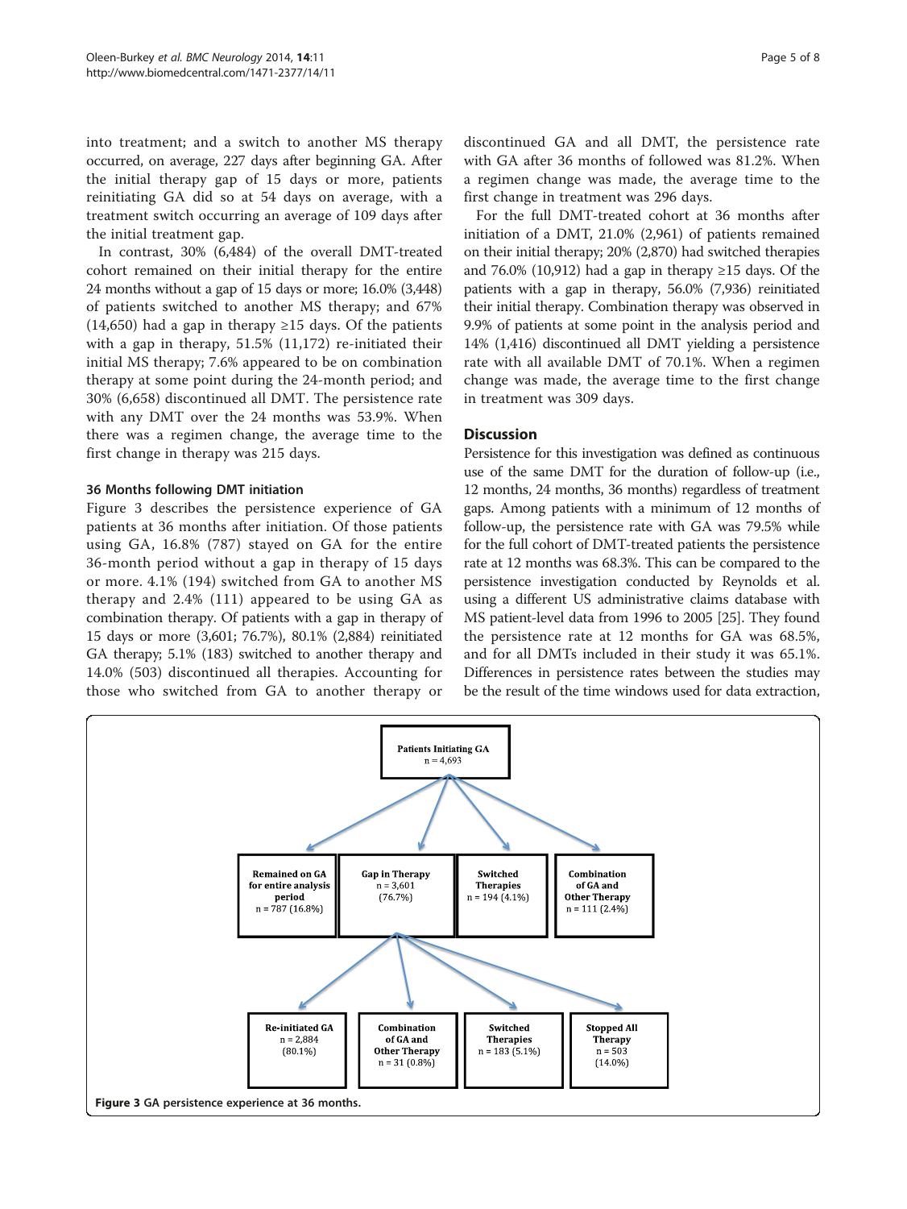into treatment; and a switch to another MS therapy occurred, on average, 227 days after beginning GA. After the initial therapy gap of 15 days or more, patients reinitiating GA did so at 54 days on average, with a treatment switch occurring an average of 109 days after the initial treatment gap.

In contrast, 30% (6,484) of the overall DMT-treated cohort remained on their initial therapy for the entire 24 months without a gap of 15 days or more; 16.0% (3,448) of patients switched to another MS therapy; and 67% (14,650) had a gap in therapy ≥15 days. Of the patients with a gap in therapy, 51.5% (11,172) re-initiated their initial MS therapy; 7.6% appeared to be on combination therapy at some point during the 24-month period; and 30% (6,658) discontinued all DMT. The persistence rate with any DMT over the 24 months was 53.9%. When there was a regimen change, the average time to the first change in therapy was 215 days.

### 36 Months following DMT initiation

Figure 3 describes the persistence experience of GA patients at 36 months after initiation. Of those patients using GA, 16.8% (787) stayed on GA for the entire 36-month period without a gap in therapy of 15 days or more. 4.1% (194) switched from GA to another MS therapy and 2.4% (111) appeared to be using GA as combination therapy. Of patients with a gap in therapy of 15 days or more (3,601; 76.7%), 80.1% (2,884) reinitiated GA therapy; 5.1% (183) switched to another therapy and 14.0% (503) discontinued all therapies. Accounting for those who switched from GA to another therapy or discontinued GA and all DMT, the persistence rate with GA after 36 months of followed was 81.2%. When a regimen change was made, the average time to the first change in treatment was 296 days.

For the full DMT-treated cohort at 36 months after initiation of a DMT, 21.0% (2,961) of patients remained on their initial therapy; 20% (2,870) had switched therapies and 76.0% (10,912) had a gap in therapy ≥15 days. Of the patients with a gap in therapy, 56.0% (7,936) reinitiated their initial therapy. Combination therapy was observed in 9.9% of patients at some point in the analysis period and 14% (1,416) discontinued all DMT yielding a persistence rate with all available DMT of 70.1%. When a regimen change was made, the average time to the first change in treatment was 309 days.

## Discussion

Persistence for this investigation was defined as continuous use of the same DMT for the duration of follow-up (i.e., 12 months, 24 months, 36 months) regardless of treatment gaps. Among patients with a minimum of 12 months of follow-up, the persistence rate with GA was 79.5% while for the full cohort of DMT-treated patients the persistence rate at 12 months was 68.3%. This can be compared to the persistence investigation conducted by Reynolds et al. using a different US administrative claims database with MS patient-level data from 1996 to 2005 [25]. They found the persistence rate at 12 months for GA was 68.5%, and for all DMTs included in their study it was 65.1%. Differences in persistence rates between the studies may be the result of the time windows used for data extraction,

**Figure 3** GA persistence experience at 36 months.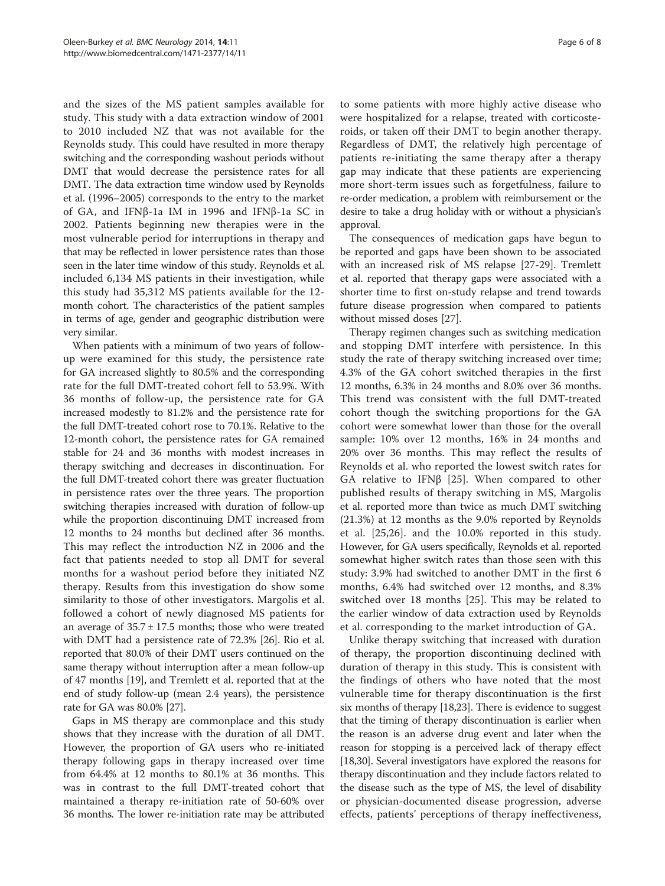and the sizes of the MS patient samples available for study. This study with a data extraction window of 2001 to 2010 included NZ that was not available for the Reynolds study. This could have resulted in more therapy switching and the corresponding washout periods without DMT that would decrease the persistence rates for all DMT. The data extraction time window used by Reynolds et al. (1996–2005) corresponds to the entry to the market of GA, and IFNβ-1a IM in 1996 and IFNβ-1a SC in 2002. Patients beginning new therapies were in the most vulnerable period for interruptions in therapy and that may be reflected in lower persistence rates than those seen in the later time window of this study. Reynolds et al. included 6,134 MS patients in their investigation, while this study had 35,312 MS patients available for the 12-month cohort. The characteristics of the patient samples in terms of age, gender and geographic distribution were very similar.

When patients with a minimum of two years of follow-up were examined for this study, the persistence rate for GA increased slightly to 80.5% and the corresponding rate for the full DMT-treated cohort fell to 53.9%. With 36 months of follow-up, the persistence rate for GA increased modestly to 81.2% and the persistence rate for the full DMT-treated cohort rose to 70.1%. Relative to the 12-month cohort, the persistence rates for GA remained stable for 24 and 36 months with modest increases in therapy switching and decreases in discontinuation. For the full DMT-treated cohort there was greater fluctuation in persistence rates over the three years. The proportion switching therapies increased with duration of follow-up while the proportion discontinuing DMT increased from 12 months to 24 months but declined after 36 months. This may reflect the introduction NZ in 2006 and the fact that patients needed to stop all DMT for several months for a washout period before they initiated NZ therapy. Results from this investigation do show some similarity to those of other investigators. Margolis et al. followed a cohort of newly diagnosed MS patients for an average of 35.7 ± 17.5 months; those who were treated with DMT had a persistence rate of 72.3% [26]. Rio et al. reported that 80.0% of their DMT users continued on the same therapy without interruption after a mean follow-up of 47 months [19], and Tremlett et al. reported that at the end of study follow-up (mean 2.4 years), the persistence rate for GA was 80.0% [27].

Gaps in MS therapy are commonplace and this study shows that they increase with the duration of all DMT. However, the proportion of GA users who re-initiated therapy following gaps in therapy increased over time from 64.4% at 12 months to 80.1% at 36 months. This was in contrast to the full DMT-treated cohort that maintained a therapy re-initiation rate of 50-60% over 36 months. The lower re-initiation rate may be attributed to some patients with more highly active disease who were hospitalized for a relapse, treated with corticosteroids, or taken off their DMT to begin another therapy. Regardless of DMT, the relatively high percentage of patients re-initiating the same therapy after a therapy gap may indicate that these patients are experiencing more short-term issues such as forgetfulness, failure to re-order medication, a problem with reimbursement or the desire to take a drug holiday with or without a physician's approval.

The consequences of medication gaps have begun to be reported and gaps have been shown to be associated with an increased risk of MS relapse [27-29]. Tremlett et al. reported that therapy gaps were associated with a shorter time to first on-study relapse and trend towards future disease progression when compared to patients without missed doses [27].

Therapy regimen changes such as switching medication and stopping DMT interfere with persistence. In this study the rate of therapy switching increased over time; 4.3% of the GA cohort switched therapies in the first 12 months, 6.3% in 24 months and 8.0% over 36 months. This trend was consistent with the full DMT-treated cohort though the switching proportions for the GA cohort were somewhat lower than those for the overall sample: 10% over 12 months, 16% in 24 months and 20% over 36 months. This may reflect the results of Reynolds et al. who reported the lowest switch rates for GA relative to IFNβ [25]. When compared to other published results of therapy switching in MS, Margolis et al. reported more than twice as much DMT switching (21.3%) at 12 months as the 9.0% reported by Reynolds et al. [25,26]. and the 10.0% reported in this study. However, for GA users specifically, Reynolds et al. reported somewhat higher switch rates than those seen with this study: 3.9% had switched to another DMT in the first 6 months, 6.4% had switched over 12 months, and 8.3% switched over 18 months [25]. This may be related to the earlier window of data extraction used by Reynolds et al. corresponding to the market introduction of GA.

Unlike therapy switching that increased with duration of therapy, the proportion discontinuing declined with duration of therapy in this study. This is consistent with the findings of others who have noted that the most vulnerable time for therapy discontinuation is the first six months of therapy [18,23]. There is evidence to suggest that the timing of therapy discontinuation is earlier when the reason is an adverse drug event and later when the reason for stopping is a perceived lack of therapy effect [18,30]. Several investigators have explored the reasons for therapy discontinuation and they include factors related to the disease such as the type of MS, the level of disability or physician-documented disease progression, adverse effects, patients' perceptions of therapy ineffectiveness,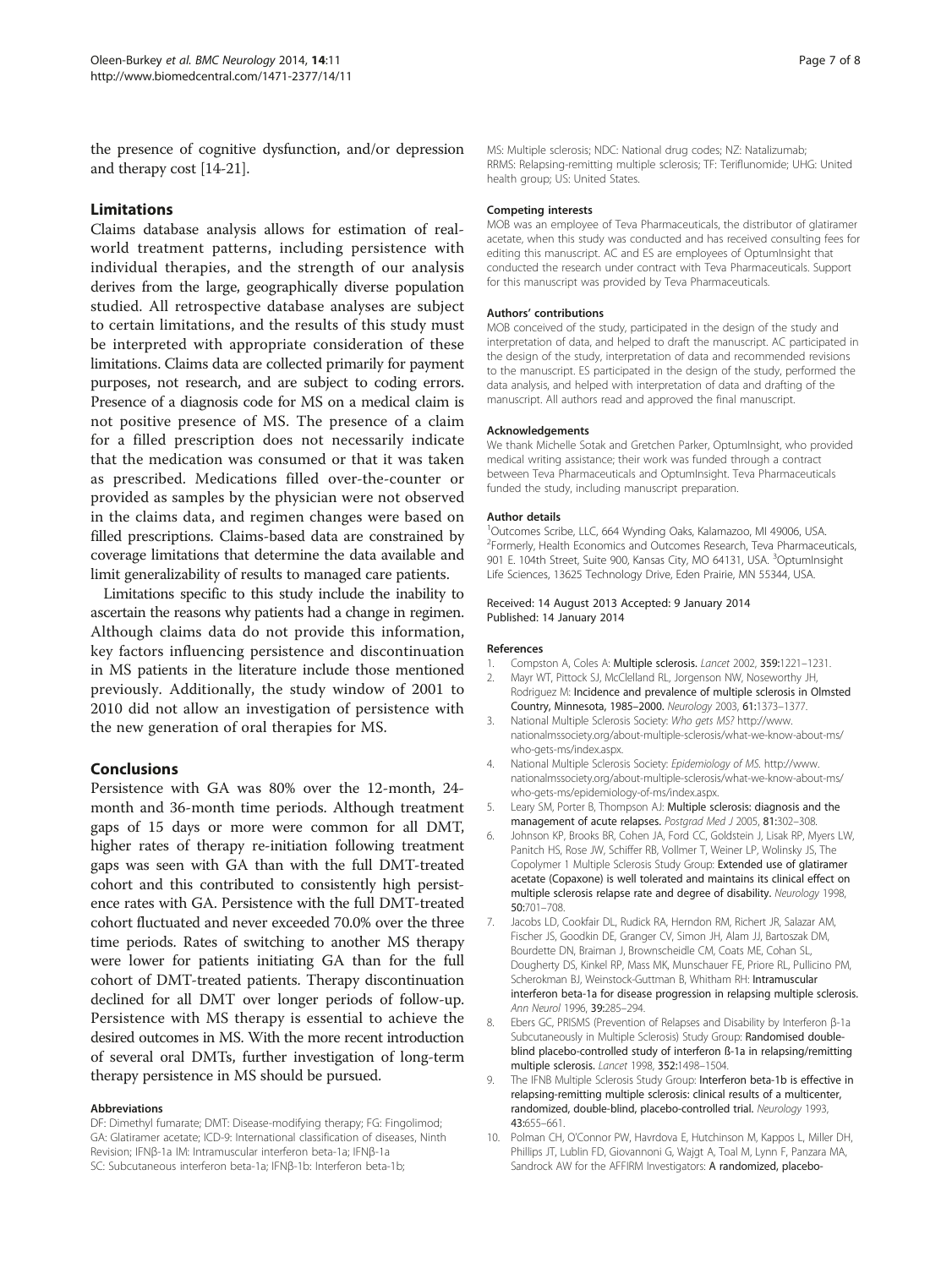the presence of cognitive dysfunction, and/or depression and therapy cost [14-21].

## Limitations

Claims database analysis allows for estimation of real-world treatment patterns, including persistence with individual therapies, and the strength of our analysis derives from the large, geographically diverse population studied. All retrospective database analyses are subject to certain limitations, and the results of this study must be interpreted with appropriate consideration of these limitations. Claims data are collected primarily for payment purposes, not research, and are subject to coding errors. Presence of a diagnosis code for MS on a medical claim is not positive presence of MS. The presence of a claim for a filled prescription does not necessarily indicate that the medication was consumed or that it was taken as prescribed. Medications filled over-the-counter or provided as samples by the physician were not observed in the claims data, and regimen changes were based on filled prescriptions. Claims-based data are constrained by coverage limitations that determine the data available and limit generalizability of results to managed care patients.

Limitations specific to this study include the inability to ascertain the reasons why patients had a change in regimen. Although claims data do not provide this information, key factors influencing persistence and discontinuation in MS patients in the literature include those mentioned previously. Additionally, the study window of 2001 to 2010 did not allow an investigation of persistence with the new generation of oral therapies for MS.

## Conclusions

Persistence with GA was 80% over the 12-month, 24-month and 36-month time periods. Although treatment gaps of 15 days or more were common for all DMT, higher rates of therapy re-initiation following treatment gaps was seen with GA than with the full DMT-treated cohort and this contributed to consistently high persistence rates with GA. Persistence with the full DMT-treated cohort fluctuated and never exceeded 70.0% over the three time periods. Rates of switching to another MS therapy were lower for patients initiating GA than for the full cohort of DMT-treated patients. Therapy discontinuation declined for all DMT over longer periods of follow-up. Persistence with MS therapy is essential to achieve the desired outcomes in MS. With the more recent introduction of several oral DMTs, further investigation of long-term therapy persistence in MS should be pursued.

#### Abbreviations

DF: Dimethyl fumarate; DMT: Disease-modifying therapy; FG: Fingolimod; GA: Glatiramer acetate; ICD-9: International classification of diseases, Ninth Revision; IFNβ-1a IM: Intramuscular interferon beta-1a; IFNβ-1a SC: Subcutaneous interferon beta-1a; IFNβ-1b: Interferon beta-1b; MS: Multiple sclerosis; NDC: National drug codes; NZ: Natalizumab; RRMS: Relapsing-remitting multiple sclerosis; TF: Teriflunomide; UHG: United health group; US: United States.

#### Competing interests

MOB was an employee of Teva Pharmaceuticals, the distributor of glatiramer acetate, when this study was conducted and has received consulting fees for editing this manuscript. AC and ES are employees of OptumInsight that conducted the research under contract with Teva Pharmaceuticals. Support for this manuscript was provided by Teva Pharmaceuticals.

#### Authors' contributions

MOB conceived of the study, participated in the design of the study and interpretation of data, and helped to draft the manuscript. AC participated in the design of the study, interpretation of data and recommended revisions to the manuscript. ES participated in the design of the study, performed the data analysis, and helped with interpretation of data and drafting of the manuscript. All authors read and approved the final manuscript.

#### Acknowledgements

We thank Michelle Sotak and Gretchen Parker, OptumInsight, who provided medical writing assistance; their work was funded through a contract between Teva Pharmaceuticals and OptumInsight. Teva Pharmaceuticals funded the study, including manuscript preparation.

#### Author details

[1]Outcomes Scribe, LLC, 664 Wynding Oaks, Kalamazoo, MI 49006, USA. [2]Formerly, Health Economics and Outcomes Research, Teva Pharmaceuticals, 901 E. 104th Street, Suite 900, Kansas City, MO 64131, USA. [3]OptumInsight Life Sciences, 13625 Technology Drive, Eden Prairie, MN 55344, USA.

Received: 14 August 2013 Accepted: 9 January 2014
Published: 14 January 2014

#### References

1. Compston A, Coles A: **Multiple sclerosis.** *Lancet* 2002, **359:**1221–1231.
2. Mayr WT, Pittock SJ, McClelland RL, Jorgenson NW, Noseworthy JH, Rodriguez M: **Incidence and prevalence of multiple sclerosis in Olmsted Country, Minnesota, 1985–2000.** *Neurology* 2003, **61:**1373–1377.
3. National Multiple Sclerosis Society: *Who gets MS?* http://www.nationalmssociety.org/about-multiple-sclerosis/what-we-know-about-ms/who-gets-ms/index.aspx.
4. National Multiple Sclerosis Society: *Epidemiology of MS.* http://www.nationalmssociety.org/about-multiple-sclerosis/what-we-know-about-ms/who-gets-ms/epidemiology-of-ms/index.aspx.
5. Leary SM, Porter B, Thompson AJ: **Multiple sclerosis: diagnosis and the management of acute relapses.** *Postgrad Med J* 2005, **81:**302–308.
6. Johnson KP, Brooks BR, Cohen JA, Ford CC, Goldstein J, Lisak RP, Myers LW, Panitch HS, Rose JW, Schiffer RB, Vollmer T, Weiner LP, Wolinsky JS, The Copolymer 1 Multiple Sclerosis Study Group: **Extended use of glatiramer acetate (Copaxone) is well tolerated and maintains its clinical effect on multiple sclerosis relapse rate and degree of disability.** *Neurology* 1998, **50:**701–708.
7. Jacobs LD, Cookfair DL, Rudick RA, Herndon RM, Richert JR, Salazar AM, Fischer JS, Goodkin DE, Granger CV, Simon JH, Alam JJ, Bartoszak DM, Bourdette DN, Braiman J, Brownscheidle CM, Coats ME, Cohan SL, Dougherty DS, Kinkel RP, Mass MK, Munschauer FE, Priore RL, Pullicino PM, Scherokman BJ, Weinstock-Guttman B, Whitham RH: **Intramuscular interferon beta-1a for disease progression in relapsing multiple sclerosis.** *Ann Neurol* 1996, **39:**285–294.
8. Ebers GC, PRISMS (Prevention of Relapses and Disability by Interferon β-1a Subcutaneously in Multiple Sclerosis) Study Group: **Randomised double-blind placebo-controlled study of interferon ß-1a in relapsing/remitting multiple sclerosis.** *Lancet* 1998, **352:**1498–1504.
9. The IFNB Multiple Sclerosis Study Group: **Interferon beta-1b is effective in relapsing-remitting multiple sclerosis: clinical results of a multicenter, randomized, double-blind, placebo-controlled trial.** *Neurology* 1993, **43:**655–661.
10. Polman CH, O'Connor PW, Havrdova E, Hutchinson M, Kappos L, Miller DH, Phillips JT, Lublin FD, Giovannoni G, Wajgt A, Toal M, Lynn F, Panzara MA, Sandrock AW for the AFFIRM Investigators: **A randomized, placebo-**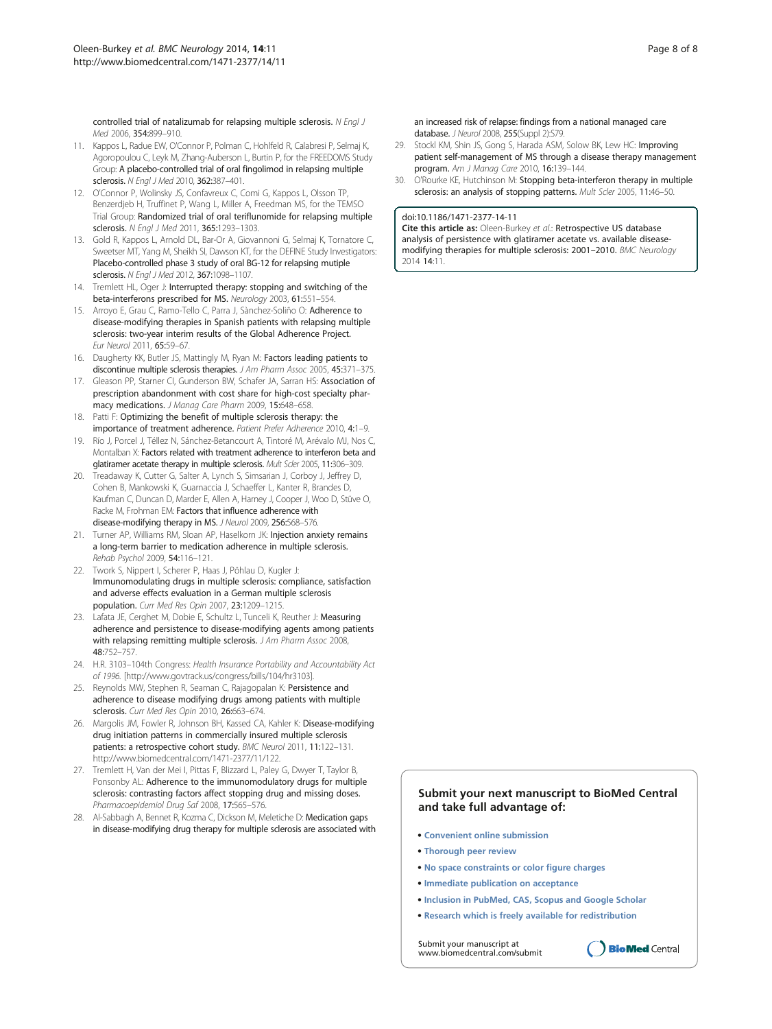controlled trial of natalizumab for relapsing multiple sclerosis. *N Engl J Med* 2006, **354:**899–910.

11. Kappos L, Radue EW, O'Connor P, Polman C, Hohlfeld R, Calabresi P, Selmaj K, Agoropoulou C, Leyk M, Zhang-Auberson L, Burtin P, for the FREEDOMS Study Group: **A placebo-controlled trial of oral fingolimod in relapsing multiple sclerosis.** *N Engl J Med* 2010, **362:**387–401.
12. O'Connor P, Wolinsky JS, Confavreux C, Comi G, Kappos L, Olsson TP, Benzerdjeb H, Truffinet P, Wang L, Miller A, Freedman MS, for the TEMSO Trial Group: **Randomized trial of oral teriflunomide for relapsing multiple sclerosis.** *N Engl J Med* 2011, **365:**1293–1303.
13. Gold R, Kappos L, Arnold DL, Bar-Or A, Giovannoni G, Selmaj K, Tornatore C, Sweetser MT, Yang M, Sheikh SI, Dawson KT, for the DEFINE Study Investigators: **Placebo-controlled phase 3 study of oral BG-12 for relapsing mutiple sclerosis.** *N Engl J Med* 2012, **367:**1098–1107.
14. Tremlett HL, Oger J: **Interrupted therapy: stopping and switching of the beta-interferons prescribed for MS.** *Neurology* 2003, **61:**551–554.
15. Arroyo E, Grau C, Ramo-Tello C, Parra J, Sànchez-Soliño O: **Adherence to disease-modifying therapies in Spanish patients with relapsing multiple sclerosis: two-year interim results of the Global Adherence Project.** *Eur Neurol* 2011, **65:**59–67.
16. Daugherty KK, Butler JS, Mattingly M, Ryan M: **Factors leading patients to discontinue multiple sclerosis therapies.** *J Am Pharm Assoc* 2005, **45:**371–375.
17. Gleason PP, Starner CI, Gunderson BW, Schafer JA, Sarran HS: **Association of prescription abandonment with cost share for high-cost specialty pharmacy medications.** *J Manag Care Pharm* 2009, **15:**648–658.
18. Patti F: **Optimizing the benefit of multiple sclerosis therapy: the importance of treatment adherence.** *Patient Prefer Adherence* 2010, **4:**1–9.
19. Río J, Porcel J, Téllez N, Sánchez-Betancourt A, Tintoré M, Arévalo MJ, Nos C, Montalban X: **Factors related with treatment adherence to interferon beta and glatiramer acetate therapy in multiple sclerosis.** *Mult Scler* 2005, **11:**306–309.
20. Treadaway K, Cutter G, Salter A, Lynch S, Simsarian J, Corboy J, Jeffrey D, Cohen B, Mankowski K, Guarnaccia J, Schaeffer L, Kanter R, Brandes D, Kaufman C, Duncan D, Marder E, Allen A, Harney J, Cooper J, Woo D, Stüve O, Racke M, Frohman EM: **Factors that influence adherence with disease-modifying therapy in MS.** *J Neurol* 2009, **256:**568–576.
21. Turner AP, Williams RM, Sloan AP, Haselkorn JK: **Injection anxiety remains a long-term barrier to medication adherence in multiple sclerosis.** *Rehab Psychol* 2009, **54:**116–121.
22. Twork S, Nippert I, Scherer P, Haas J, Pöhlau D, Kugler J: **Immunomodulating drugs in multiple sclerosis: compliance, satisfaction and adverse effects evaluation in a German multiple sclerosis population.** *Curr Med Res Opin* 2007, **23:**1209–1215.
23. Lafata JE, Cerghet M, Dobie E, Schultz L, Tunceli K, Reuther J: **Measuring adherence and persistence to disease-modifying agents among patients with relapsing remitting multiple sclerosis.** *J Am Pharm Assoc* 2008, **48:**752–757.
24. H.R. 3103–104th Congress: *Health Insurance Portability and Accountability Act of 1996.* [http://www.govtrack.us/congress/bills/104/hr3103].
25. Reynolds MW, Stephen R, Seaman C, Rajagopalan K: **Persistence and adherence to disease modifying drugs among patients with multiple sclerosis.** *Curr Med Res Opin* 2010, **26:**663–674.
26. Margolis JM, Fowler R, Johnson BH, Kassed CA, Kahler K: **Disease-modifying drug initiation patterns in commercially insured multiple sclerosis patients: a retrospective cohort study.** *BMC Neurol* 2011, **11:**122–131. http://www.biomedcentral.com/1471-2377/11/122.
27. Tremlett H, Van der Mei I, Pittas F, Blizzard L, Paley G, Dwyer T, Taylor B, Ponsonby AL: **Adherence to the immunomodulatory drugs for multiple sclerosis: contrasting factors affect stopping drug and missing doses.** *Pharmacoepidemiol Drug Saf* 2008, **17:**565–576.
28. Al-Sabbagh A, Bennet R, Kozma C, Dickson M, Meletiche D: **Medication gaps in disease-modifying drug therapy for multiple sclerosis are associated with an increased risk of relapse: findings from a national managed care database.** *J Neurol* 2008, **255**(Suppl 2):S79.
29. Stockl KM, Shin JS, Gong S, Harada ASM, Solow BK, Lew HC: **Improving patient self-management of MS through a disease therapy management program.** *Am J Manag Care* 2010, **16:**139–144.
30. O'Rourke KE, Hutchinson M: **Stopping beta-interferon therapy in multiple sclerosis: an analysis of stopping patterns.** *Mult Scler* 2005, **11:**46–50.

doi:10.1186/1471-2377-14-11

**Cite this article as:** Oleen-Burkey *et al.*: Retrospective US database analysis of persistence with glatiramer acetate vs. available disease-modifying therapies for multiple sclerosis: 2001–2010. *BMC Neurology* 2014 **14**:11.

**Submit your next manuscript to BioMed Central and take full advantage of:**

- **Convenient online submission**
- **Thorough peer review**
- **No space constraints or color figure charges**
- **Immediate publication on acceptance**
- **Inclusion in PubMed, CAS, Scopus and Google Scholar**
- **Research which is freely available for redistribution**

Submit your manuscript at www.biomedcentral.com/submit

BioMed Central